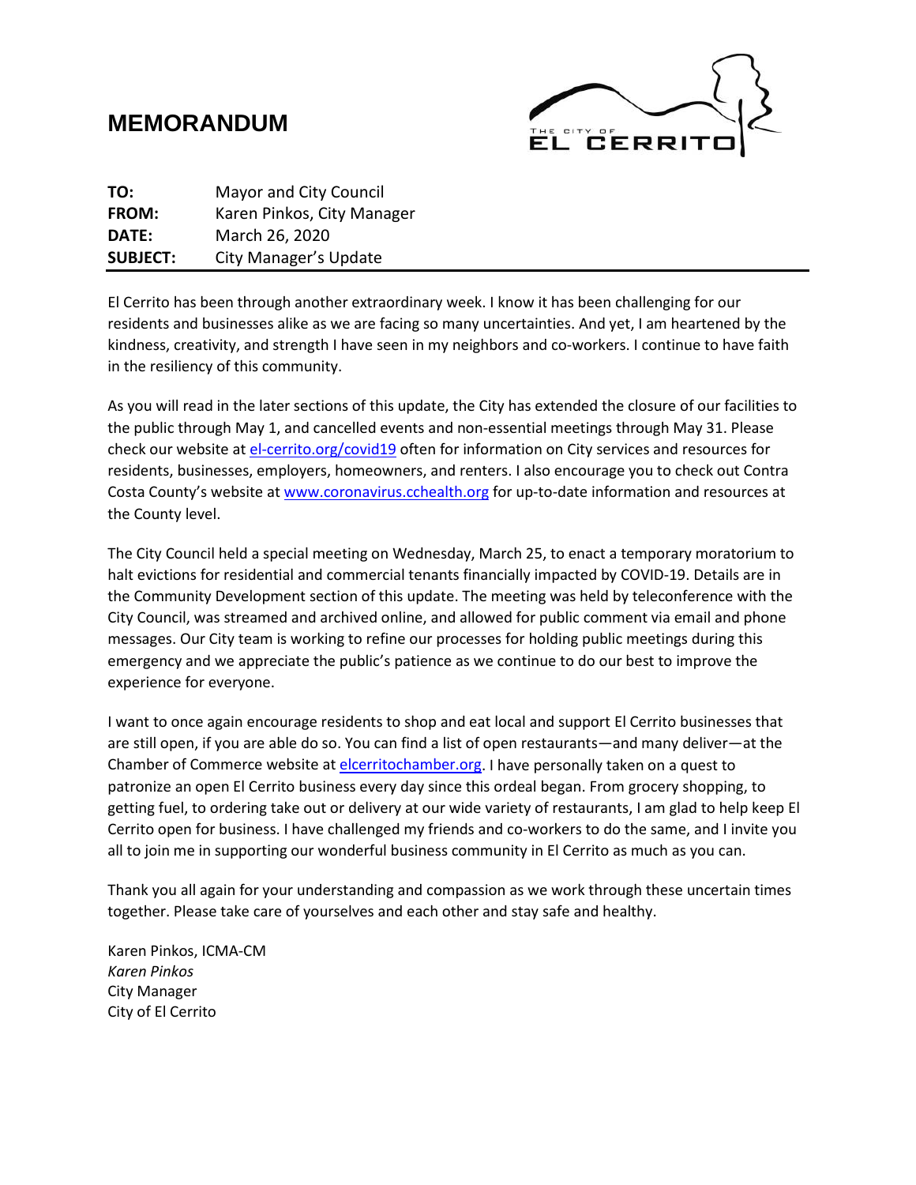# MEMORANDUM

THE CITY OF EL CERRITO

**TO:** Mayor and City Council
**FROM:** Karen Pinkos, City Manager
**DATE:** March 26, 2020
**SUBJECT:** City Manager's Update

---

El Cerrito has been through another extraordinary week. I know it has been challenging for our residents and businesses alike as we are facing so many uncertainties. And yet, I am heartened by the kindness, creativity, and strength I have seen in my neighbors and co-workers. I continue to have faith in the resiliency of this community.

As you will read in the later sections of this update, the City has extended the closure of our facilities to the public through May 1, and cancelled events and non-essential meetings through May 31. Please check our website at el-cerrito.org/covid19 often for information on City services and resources for residents, businesses, employers, homeowners, and renters. I also encourage you to check out Contra Costa County's website at www.coronavirus.cchealth.org for up-to-date information and resources at the County level.

The City Council held a special meeting on Wednesday, March 25, to enact a temporary moratorium to halt evictions for residential and commercial tenants financially impacted by COVID-19. Details are in the Community Development section of this update. The meeting was held by teleconference with the City Council, was streamed and archived online, and allowed for public comment via email and phone messages. Our City team is working to refine our processes for holding public meetings during this emergency and we appreciate the public's patience as we continue to do our best to improve the experience for everyone.

I want to once again encourage residents to shop and eat local and support El Cerrito businesses that are still open, if you are able do so. You can find a list of open restaurants—and many deliver—at the Chamber of Commerce website at elcerritochamber.org. I have personally taken on a quest to patronize an open El Cerrito business every day since this ordeal began. From grocery shopping, to getting fuel, to ordering take out or delivery at our wide variety of restaurants, I am glad to help keep El Cerrito open for business. I have challenged my friends and co-workers to do the same, and I invite you all to join me in supporting our wonderful business community in El Cerrito as much as you can.

Thank you all again for your understanding and compassion as we work through these uncertain times together. Please take care of yourselves and each other and stay safe and healthy.

Karen Pinkos, ICMA-CM
*Karen Pinkos*
City Manager
City of El Cerrito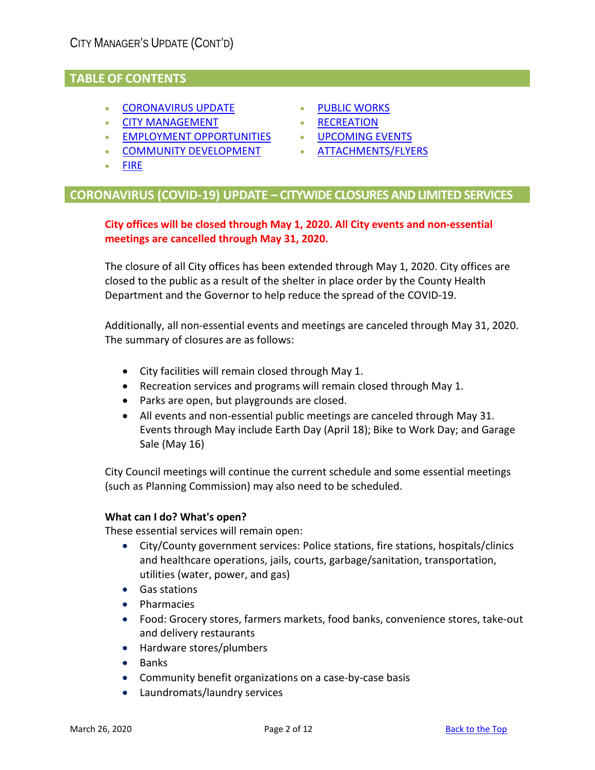## TABLE OF CONTENTS

- CORONAVIRUS UPDATE
- CITY MANAGEMENT
- EMPLOYMENT OPPORTUNITIES
- COMMUNITY DEVELOPMENT
- FIRE
- PUBLIC WORKS
- RECREATION
- UPCOMING EVENTS
- ATTACHMENTS/FLYERS

## CORONAVIRUS (COVID-19) UPDATE – CITYWIDE CLOSURES AND LIMITED SERVICES

**City offices will be closed through May 1, 2020. All City events and non-essential meetings are cancelled through May 31, 2020.**

The closure of all City offices has been extended through May 1, 2020. City offices are closed to the public as a result of the shelter in place order by the County Health Department and the Governor to help reduce the spread of the COVID-19.

Additionally, all non-essential events and meetings are canceled through May 31, 2020. The summary of closures are as follows:

- City facilities will remain closed through May 1.
- Recreation services and programs will remain closed through May 1.
- Parks are open, but playgrounds are closed.
- All events and non-essential public meetings are canceled through May 31. Events through May include Earth Day (April 18); Bike to Work Day; and Garage Sale (May 16)

City Council meetings will continue the current schedule and some essential meetings (such as Planning Commission) may also need to be scheduled.

**What can I do? What's open?**

These essential services will remain open:

- City/County government services: Police stations, fire stations, hospitals/clinics and healthcare operations, jails, courts, garbage/sanitation, transportation, utilities (water, power, and gas)
- Gas stations
- Pharmacies
- Food: Grocery stores, farmers markets, food banks, convenience stores, take-out and delivery restaurants
- Hardware stores/plumbers
- Banks
- Community benefit organizations on a case-by-case basis
- Laundromats/laundry services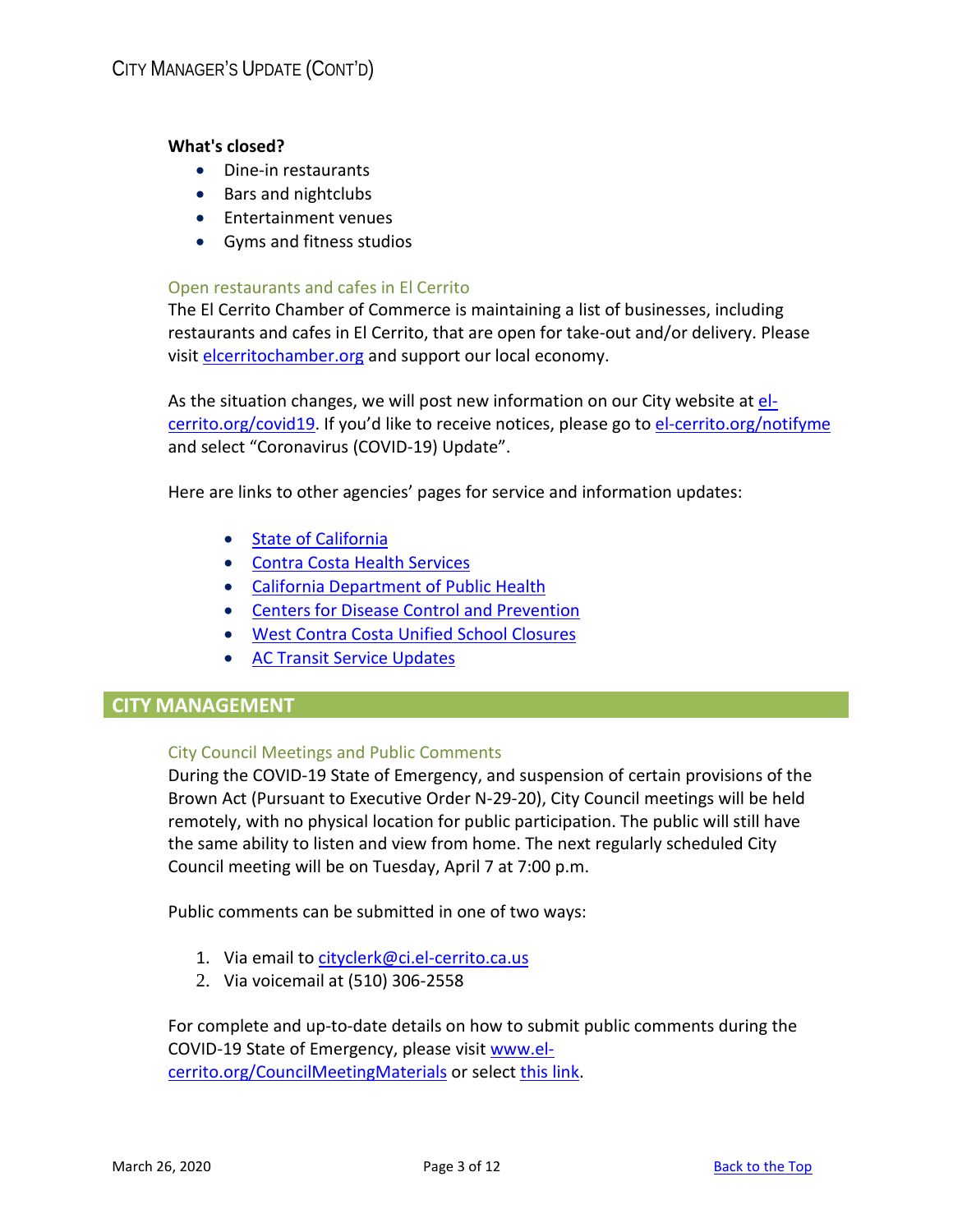**What's closed?**

- Dine-in restaurants
- Bars and nightclubs
- Entertainment venues
- Gyms and fitness studios

### Open restaurants and cafes in El Cerrito

The El Cerrito Chamber of Commerce is maintaining a list of businesses, including restaurants and cafes in El Cerrito, that are open for take-out and/or delivery. Please visit elcerritochamber.org and support our local economy.

As the situation changes, we will post new information on our City website at el-cerrito.org/covid19. If you'd like to receive notices, please go to el-cerrito.org/notifyme and select "Coronavirus (COVID-19) Update".

Here are links to other agencies' pages for service and information updates:

- State of California
- Contra Costa Health Services
- California Department of Public Health
- Centers for Disease Control and Prevention
- West Contra Costa Unified School Closures
- AC Transit Service Updates

## CITY MANAGEMENT

### City Council Meetings and Public Comments

During the COVID-19 State of Emergency, and suspension of certain provisions of the Brown Act (Pursuant to Executive Order N-29-20), City Council meetings will be held remotely, with no physical location for public participation. The public will still have the same ability to listen and view from home. The next regularly scheduled City Council meeting will be on Tuesday, April 7 at 7:00 p.m.

Public comments can be submitted in one of two ways:

1. Via email to cityclerk@ci.el-cerrito.ca.us
2. Via voicemail at (510) 306-2558

For complete and up-to-date details on how to submit public comments during the COVID-19 State of Emergency, please visit www.el-cerrito.org/CouncilMeetingMaterials or select this link.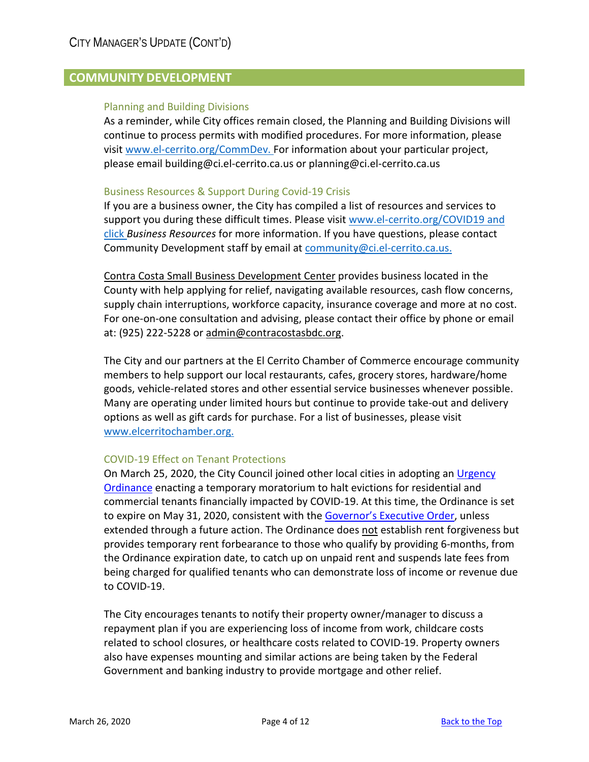# City Manager's Update (Cont'd)

## COMMUNITY DEVELOPMENT

### Planning and Building Divisions

As a reminder, while City offices remain closed, the Planning and Building Divisions will continue to process permits with modified procedures. For more information, please visit www.el-cerrito.org/CommDev. For information about your particular project, please email building@ci.el-cerrito.ca.us or planning@ci.el-cerrito.ca.us

### Business Resources & Support During Covid-19 Crisis

If you are a business owner, the City has compiled a list of resources and services to support you during these difficult times. Please visit www.el-cerrito.org/COVID19 and click *Business Resources* for more information. If you have questions, please contact Community Development staff by email at community@ci.el-cerrito.ca.us.

Contra Costa Small Business Development Center provides business located in the County with help applying for relief, navigating available resources, cash flow concerns, supply chain interruptions, workforce capacity, insurance coverage and more at no cost. For one-on-one consultation and advising, please contact their office by phone or email at: (925) 222-5228 or admin@contracostasbdc.org.

The City and our partners at the El Cerrito Chamber of Commerce encourage community members to help support our local restaurants, cafes, grocery stores, hardware/home goods, vehicle-related stores and other essential service businesses whenever possible. Many are operating under limited hours but continue to provide take-out and delivery options as well as gift cards for purchase. For a list of businesses, please visit www.elcerritochamber.org.

### COVID-19 Effect on Tenant Protections

On March 25, 2020, the City Council joined other local cities in adopting an Urgency Ordinance enacting a temporary moratorium to halt evictions for residential and commercial tenants financially impacted by COVID-19. At this time, the Ordinance is set to expire on May 31, 2020, consistent with the Governor's Executive Order, unless extended through a future action. The Ordinance does not establish rent forgiveness but provides temporary rent forbearance to those who qualify by providing 6-months, from the Ordinance expiration date, to catch up on unpaid rent and suspends late fees from being charged for qualified tenants who can demonstrate loss of income or revenue due to COVID-19.

The City encourages tenants to notify their property owner/manager to discuss a repayment plan if you are experiencing loss of income from work, childcare costs related to school closures, or healthcare costs related to COVID-19. Property owners also have expenses mounting and similar actions are being taken by the Federal Government and banking industry to provide mortgage and other relief.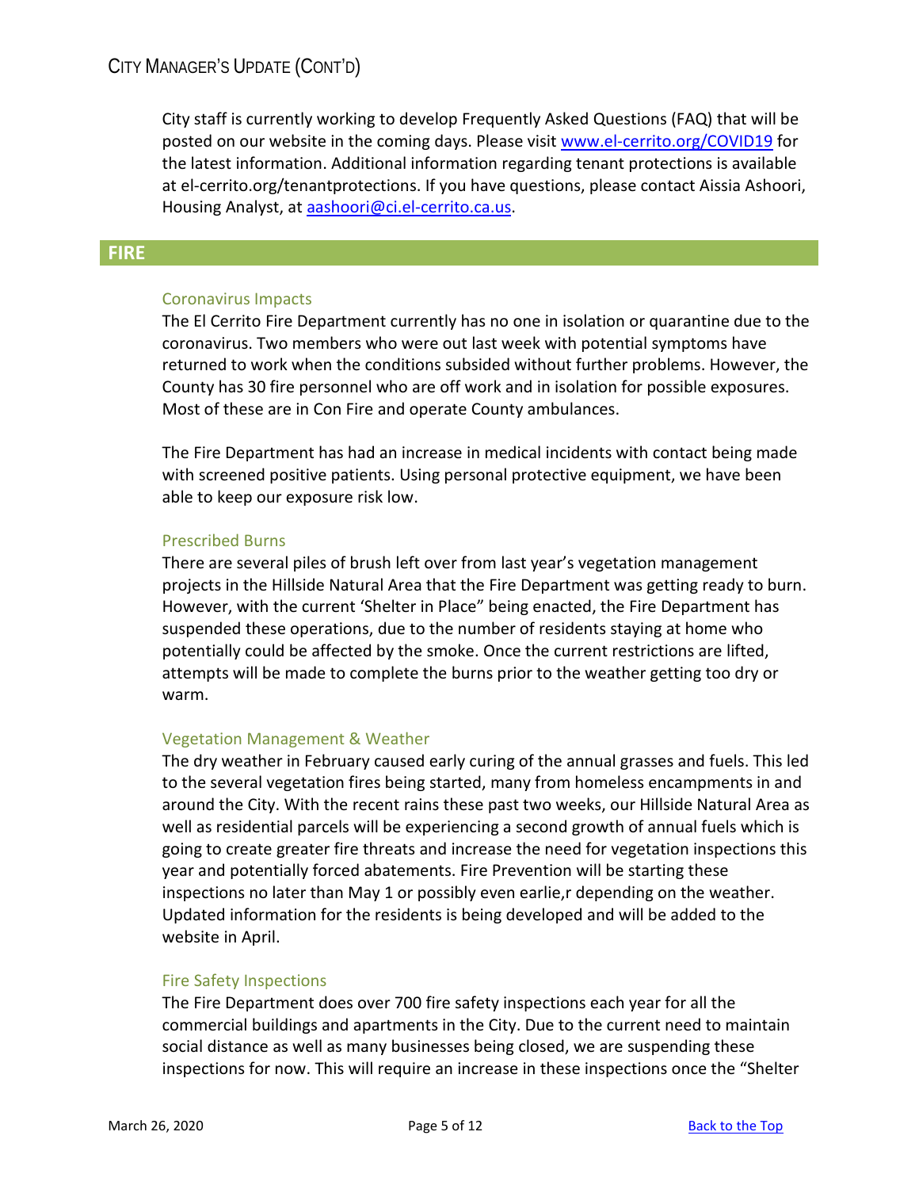City staff is currently working to develop Frequently Asked Questions (FAQ) that will be posted on our website in the coming days. Please visit [www.el-cerrito.org/COVID19](http://www.el-cerrito.org/COVID19) for the latest information. Additional information regarding tenant protections is available at el-cerrito.org/tenantprotections. If you have questions, please contact Aissia Ashoori, Housing Analyst, at [aashoori@ci.el-cerrito.ca.us](mailto:aashoori@ci.el-cerrito.ca.us).

## FIRE

### Coronavirus Impacts

The El Cerrito Fire Department currently has no one in isolation or quarantine due to the coronavirus. Two members who were out last week with potential symptoms have returned to work when the conditions subsided without further problems. However, the County has 30 fire personnel who are off work and in isolation for possible exposures. Most of these are in Con Fire and operate County ambulances.

The Fire Department has had an increase in medical incidents with contact being made with screened positive patients. Using personal protective equipment, we have been able to keep our exposure risk low.

### Prescribed Burns

There are several piles of brush left over from last year's vegetation management projects in the Hillside Natural Area that the Fire Department was getting ready to burn. However, with the current 'Shelter in Place" being enacted, the Fire Department has suspended these operations, due to the number of residents staying at home who potentially could be affected by the smoke. Once the current restrictions are lifted, attempts will be made to complete the burns prior to the weather getting too dry or warm.

### Vegetation Management & Weather

The dry weather in February caused early curing of the annual grasses and fuels. This led to the several vegetation fires being started, many from homeless encampments in and around the City. With the recent rains these past two weeks, our Hillside Natural Area as well as residential parcels will be experiencing a second growth of annual fuels which is going to create greater fire threats and increase the need for vegetation inspections this year and potentially forced abatements. Fire Prevention will be starting these inspections no later than May 1 or possibly even earlie,r depending on the weather. Updated information for the residents is being developed and will be added to the website in April.

### Fire Safety Inspections

The Fire Department does over 700 fire safety inspections each year for all the commercial buildings and apartments in the City. Due to the current need to maintain social distance as well as many businesses being closed, we are suspending these inspections for now. This will require an increase in these inspections once the "Shelter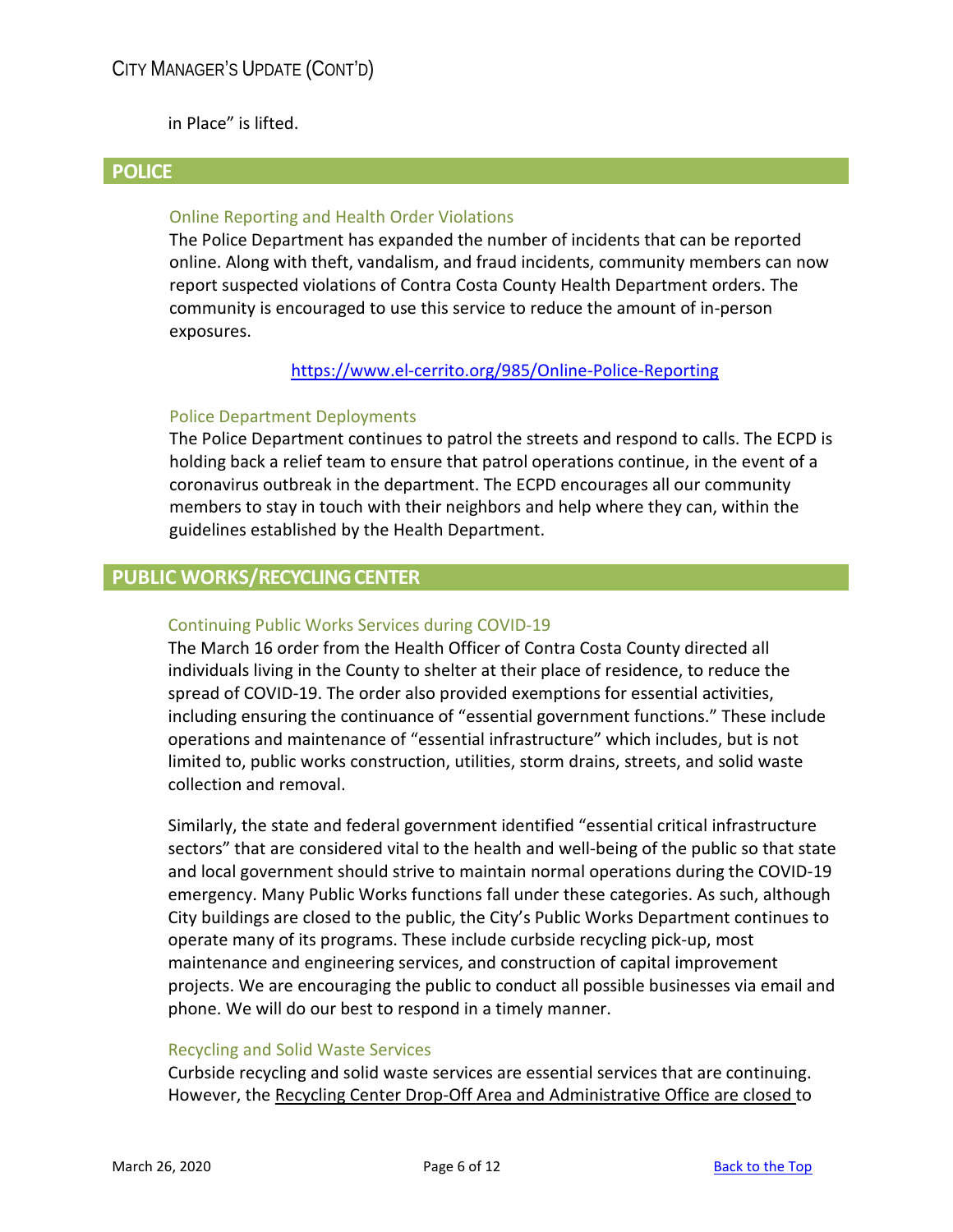in Place" is lifted.

## POLICE

### Online Reporting and Health Order Violations

The Police Department has expanded the number of incidents that can be reported online. Along with theft, vandalism, and fraud incidents, community members can now report suspected violations of Contra Costa County Health Department orders. The community is encouraged to use this service to reduce the amount of in-person exposures.

https://www.el-cerrito.org/985/Online-Police-Reporting

### Police Department Deployments

The Police Department continues to patrol the streets and respond to calls. The ECPD is holding back a relief team to ensure that patrol operations continue, in the event of a coronavirus outbreak in the department. The ECPD encourages all our community members to stay in touch with their neighbors and help where they can, within the guidelines established by the Health Department.

## PUBLIC WORKS/RECYCLING CENTER

### Continuing Public Works Services during COVID-19

The March 16 order from the Health Officer of Contra Costa County directed all individuals living in the County to shelter at their place of residence, to reduce the spread of COVID-19. The order also provided exemptions for essential activities, including ensuring the continuance of "essential government functions." These include operations and maintenance of "essential infrastructure" which includes, but is not limited to, public works construction, utilities, storm drains, streets, and solid waste collection and removal.

Similarly, the state and federal government identified "essential critical infrastructure sectors" that are considered vital to the health and well-being of the public so that state and local government should strive to maintain normal operations during the COVID-19 emergency. Many Public Works functions fall under these categories. As such, although City buildings are closed to the public, the City's Public Works Department continues to operate many of its programs. These include curbside recycling pick-up, most maintenance and engineering services, and construction of capital improvement projects. We are encouraging the public to conduct all possible businesses via email and phone. We will do our best to respond in a timely manner.

### Recycling and Solid Waste Services

Curbside recycling and solid waste services are essential services that are continuing. However, the Recycling Center Drop-Off Area and Administrative Office are closed to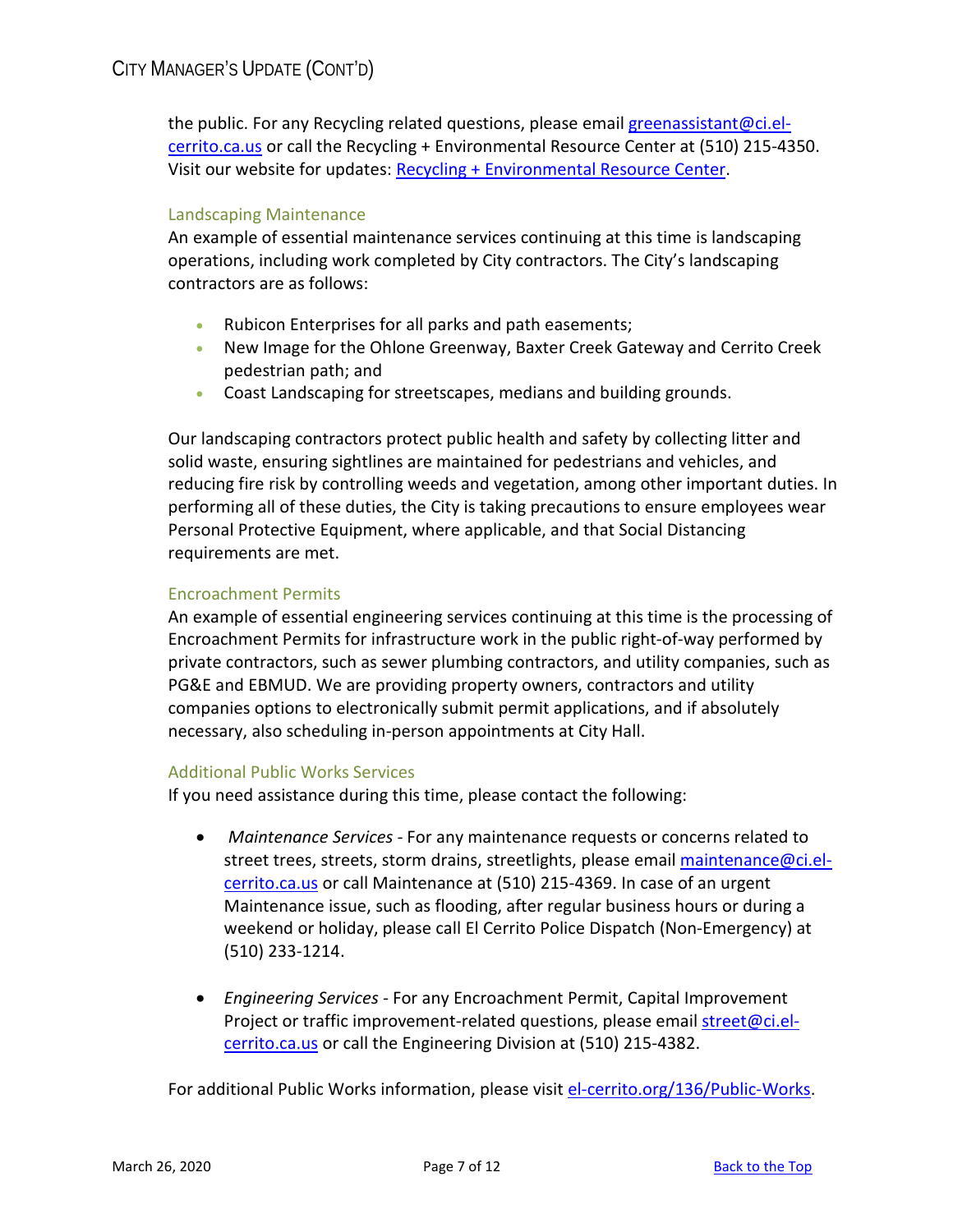the public. For any Recycling related questions, please email [greenassistant@ci.el-cerrito.ca.us](mailto:greenassistant@ci.el-cerrito.ca.us) or call the Recycling + Environmental Resource Center at (510) 215-4350. Visit our website for updates: [Recycling + Environmental Resource Center](#).

### Landscaping Maintenance

An example of essential maintenance services continuing at this time is landscaping operations, including work completed by City contractors. The City's landscaping contractors are as follows:

- Rubicon Enterprises for all parks and path easements;
- New Image for the Ohlone Greenway, Baxter Creek Gateway and Cerrito Creek pedestrian path; and
- Coast Landscaping for streetscapes, medians and building grounds.

Our landscaping contractors protect public health and safety by collecting litter and solid waste, ensuring sightlines are maintained for pedestrians and vehicles, and reducing fire risk by controlling weeds and vegetation, among other important duties. In performing all of these duties, the City is taking precautions to ensure employees wear Personal Protective Equipment, where applicable, and that Social Distancing requirements are met.

### Encroachment Permits

An example of essential engineering services continuing at this time is the processing of Encroachment Permits for infrastructure work in the public right-of-way performed by private contractors, such as sewer plumbing contractors, and utility companies, such as PG&E and EBMUD. We are providing property owners, contractors and utility companies options to electronically submit permit applications, and if absolutely necessary, also scheduling in-person appointments at City Hall.

### Additional Public Works Services

If you need assistance during this time, please contact the following:

- *Maintenance Services* - For any maintenance requests or concerns related to street trees, streets, storm drains, streetlights, please email [maintenance@ci.el-cerrito.ca.us](mailto:maintenance@ci.el-cerrito.ca.us) or call Maintenance at (510) 215-4369. In case of an urgent Maintenance issue, such as flooding, after regular business hours or during a weekend or holiday, please call El Cerrito Police Dispatch (Non-Emergency) at (510) 233-1214.

- *Engineering Services* - For any Encroachment Permit, Capital Improvement Project or traffic improvement-related questions, please email [street@ci.el-cerrito.ca.us](mailto:street@ci.el-cerrito.ca.us) or call the Engineering Division at (510) 215-4382.

For additional Public Works information, please visit [el-cerrito.org/136/Public-Works](https://el-cerrito.org/136/Public-Works).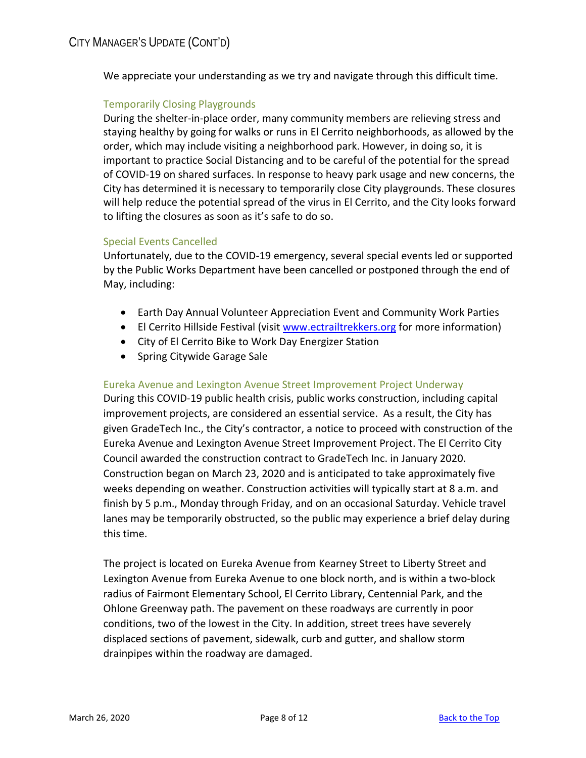We appreciate your understanding as we try and navigate through this difficult time.

### Temporarily Closing Playgrounds

During the shelter-in-place order, many community members are relieving stress and staying healthy by going for walks or runs in El Cerrito neighborhoods, as allowed by the order, which may include visiting a neighborhood park. However, in doing so, it is important to practice Social Distancing and to be careful of the potential for the spread of COVID-19 on shared surfaces. In response to heavy park usage and new concerns, the City has determined it is necessary to temporarily close City playgrounds. These closures will help reduce the potential spread of the virus in El Cerrito, and the City looks forward to lifting the closures as soon as it's safe to do so.

### Special Events Cancelled

Unfortunately, due to the COVID-19 emergency, several special events led or supported by the Public Works Department have been cancelled or postponed through the end of May, including:

- Earth Day Annual Volunteer Appreciation Event and Community Work Parties
- El Cerrito Hillside Festival (visit [www.ectrailtrekkers.org](http://www.ectrailtrekkers.org) for more information)
- City of El Cerrito Bike to Work Day Energizer Station
- Spring Citywide Garage Sale

### Eureka Avenue and Lexington Avenue Street Improvement Project Underway

During this COVID-19 public health crisis, public works construction, including capital improvement projects, are considered an essential service. As a result, the City has given GradeTech Inc., the City's contractor, a notice to proceed with construction of the Eureka Avenue and Lexington Avenue Street Improvement Project. The El Cerrito City Council awarded the construction contract to GradeTech Inc. in January 2020. Construction began on March 23, 2020 and is anticipated to take approximately five weeks depending on weather. Construction activities will typically start at 8 a.m. and finish by 5 p.m., Monday through Friday, and on an occasional Saturday. Vehicle travel lanes may be temporarily obstructed, so the public may experience a brief delay during this time.

The project is located on Eureka Avenue from Kearney Street to Liberty Street and Lexington Avenue from Eureka Avenue to one block north, and is within a two-block radius of Fairmont Elementary School, El Cerrito Library, Centennial Park, and the Ohlone Greenway path. The pavement on these roadways are currently in poor conditions, two of the lowest in the City. In addition, street trees have severely displaced sections of pavement, sidewalk, curb and gutter, and shallow storm drainpipes within the roadway are damaged.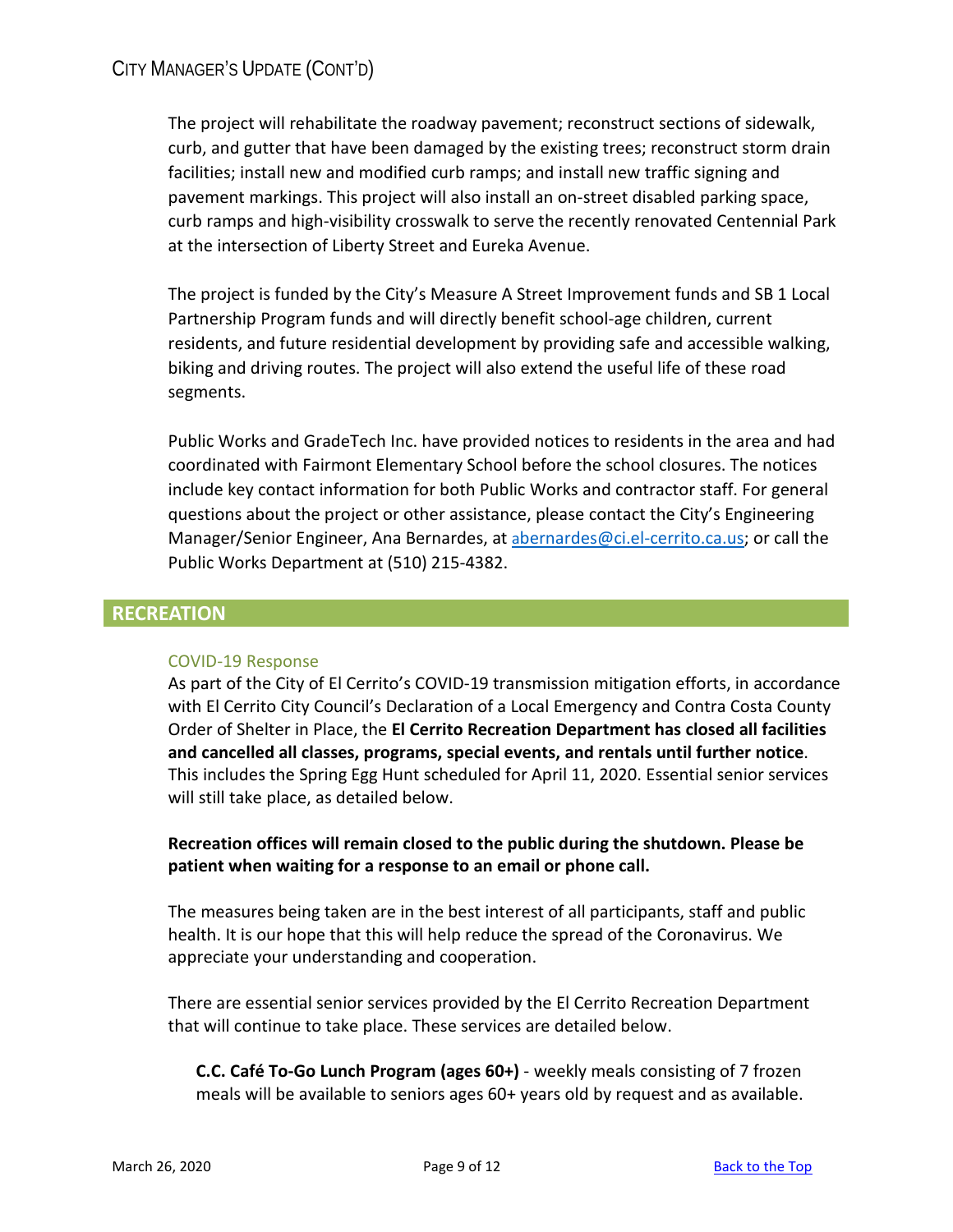The project will rehabilitate the roadway pavement; reconstruct sections of sidewalk, curb, and gutter that have been damaged by the existing trees; reconstruct storm drain facilities; install new and modified curb ramps; and install new traffic signing and pavement markings. This project will also install an on-street disabled parking space, curb ramps and high-visibility crosswalk to serve the recently renovated Centennial Park at the intersection of Liberty Street and Eureka Avenue.

The project is funded by the City's Measure A Street Improvement funds and SB 1 Local Partnership Program funds and will directly benefit school-age children, current residents, and future residential development by providing safe and accessible walking, biking and driving routes. The project will also extend the useful life of these road segments.

Public Works and GradeTech Inc. have provided notices to residents in the area and had coordinated with Fairmont Elementary School before the school closures. The notices include key contact information for both Public Works and contractor staff. For general questions about the project or other assistance, please contact the City's Engineering Manager/Senior Engineer, Ana Bernardes, at [abernardes@ci.el-cerrito.ca.us](mailto:abernardes@ci.el-cerrito.ca.us); or call the Public Works Department at (510) 215-4382.

## RECREATION

### COVID-19 Response

As part of the City of El Cerrito's COVID-19 transmission mitigation efforts, in accordance with El Cerrito City Council's Declaration of a Local Emergency and Contra Costa County Order of Shelter in Place, the **El Cerrito Recreation Department has closed all facilities and cancelled all classes, programs, special events, and rentals until further notice**. This includes the Spring Egg Hunt scheduled for April 11, 2020. Essential senior services will still take place, as detailed below.

**Recreation offices will remain closed to the public during the shutdown. Please be patient when waiting for a response to an email or phone call.**

The measures being taken are in the best interest of all participants, staff and public health. It is our hope that this will help reduce the spread of the Coronavirus. We appreciate your understanding and cooperation.

There are essential senior services provided by the El Cerrito Recreation Department that will continue to take place. These services are detailed below.

**C.C. Café To-Go Lunch Program (ages 60+)** - weekly meals consisting of 7 frozen meals will be available to seniors ages 60+ years old by request and as available.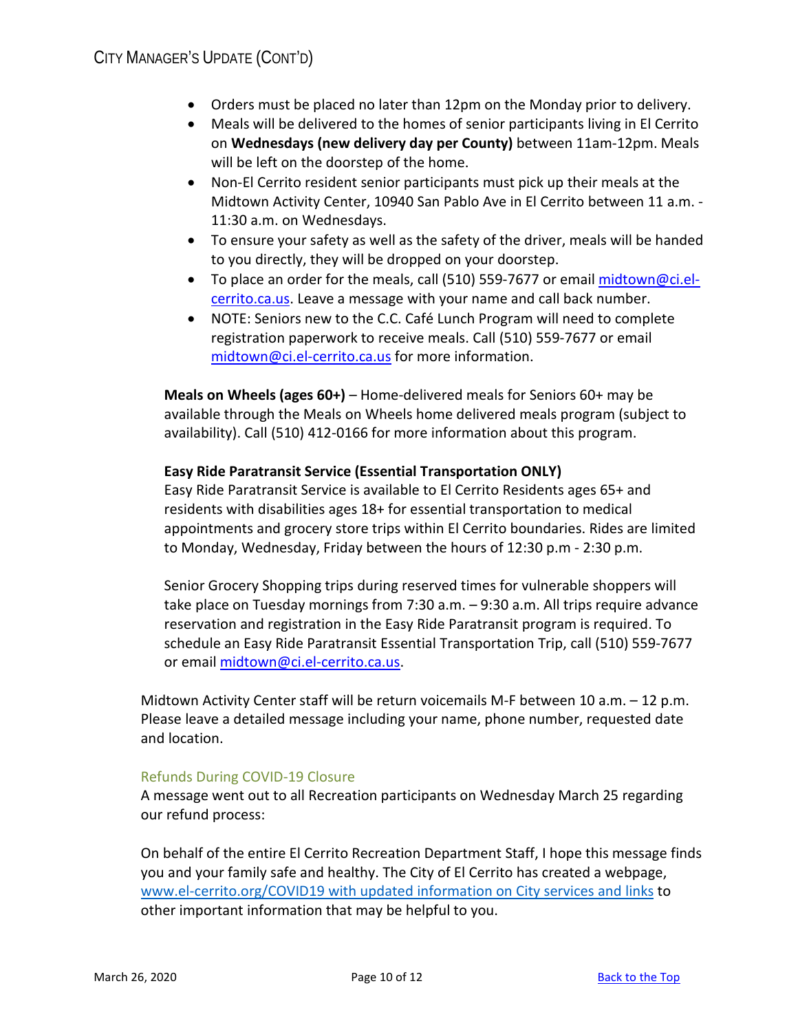- Orders must be placed no later than 12pm on the Monday prior to delivery.
- Meals will be delivered to the homes of senior participants living in El Cerrito on **Wednesdays (new delivery day per County)** between 11am-12pm. Meals will be left on the doorstep of the home.
- Non-El Cerrito resident senior participants must pick up their meals at the Midtown Activity Center, 10940 San Pablo Ave in El Cerrito between 11 a.m. - 11:30 a.m. on Wednesdays.
- To ensure your safety as well as the safety of the driver, meals will be handed to you directly, they will be dropped on your doorstep.
- To place an order for the meals, call (510) 559-7677 or email midtown@ci.el-cerrito.ca.us. Leave a message with your name and call back number.
- NOTE: Seniors new to the C.C. Café Lunch Program will need to complete registration paperwork to receive meals. Call (510) 559-7677 or email midtown@ci.el-cerrito.ca.us for more information.

**Meals on Wheels (ages 60+)** – Home-delivered meals for Seniors 60+ may be available through the Meals on Wheels home delivered meals program (subject to availability). Call (510) 412-0166 for more information about this program.

**Easy Ride Paratransit Service (Essential Transportation ONLY)**
Easy Ride Paratransit Service is available to El Cerrito Residents ages 65+ and residents with disabilities ages 18+ for essential transportation to medical appointments and grocery store trips within El Cerrito boundaries. Rides are limited to Monday, Wednesday, Friday between the hours of 12:30 p.m - 2:30 p.m.

Senior Grocery Shopping trips during reserved times for vulnerable shoppers will take place on Tuesday mornings from 7:30 a.m. – 9:30 a.m. All trips require advance reservation and registration in the Easy Ride Paratransit program is required. To schedule an Easy Ride Paratransit Essential Transportation Trip, call (510) 559-7677 or email midtown@ci.el-cerrito.ca.us.

Midtown Activity Center staff will be return voicemails M-F between 10 a.m. – 12 p.m. Please leave a detailed message including your name, phone number, requested date and location.

### Refunds During COVID-19 Closure

A message went out to all Recreation participants on Wednesday March 25 regarding our refund process:

On behalf of the entire El Cerrito Recreation Department Staff, I hope this message finds you and your family safe and healthy. The City of El Cerrito has created a webpage, www.el-cerrito.org/COVID19 with updated information on City services and links to other important information that may be helpful to you.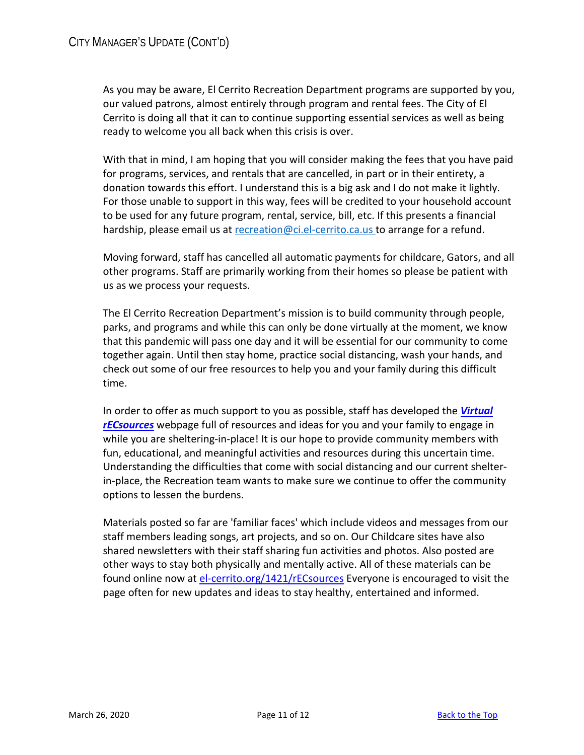## City Manager's Update (Cont'd)

As you may be aware, El Cerrito Recreation Department programs are supported by you, our valued patrons, almost entirely through program and rental fees. The City of El Cerrito is doing all that it can to continue supporting essential services as well as being ready to welcome you all back when this crisis is over.

With that in mind, I am hoping that you will consider making the fees that you have paid for programs, services, and rentals that are cancelled, in part or in their entirety, a donation towards this effort. I understand this is a big ask and I do not make it lightly. For those unable to support in this way, fees will be credited to your household account to be used for any future program, rental, service, bill, etc. If this presents a financial hardship, please email us at [recreation@ci.el-cerrito.ca.us](mailto:recreation@ci.el-cerrito.ca.us) to arrange for a refund.

Moving forward, staff has cancelled all automatic payments for childcare, Gators, and all other programs. Staff are primarily working from their homes so please be patient with us as we process your requests.

The El Cerrito Recreation Department's mission is to build community through people, parks, and programs and while this can only be done virtually at the moment, we know that this pandemic will pass one day and it will be essential for our community to come together again. Until then stay home, practice social distancing, wash your hands, and check out some of our free resources to help you and your family during this difficult time.

In order to offer as much support to you as possible, staff has developed the ***Virtual rECsources*** webpage full of resources and ideas for you and your family to engage in while you are sheltering-in-place! It is our hope to provide community members with fun, educational, and meaningful activities and resources during this uncertain time. Understanding the difficulties that come with social distancing and our current shelter-in-place, the Recreation team wants to make sure we continue to offer the community options to lessen the burdens.

Materials posted so far are 'familiar faces' which include videos and messages from our staff members leading songs, art projects, and so on. Our Childcare sites have also shared newsletters with their staff sharing fun activities and photos. Also posted are other ways to stay both physically and mentally active. All of these materials can be found online now at el-cerrito.org/1421/rECsources Everyone is encouraged to visit the page often for new updates and ideas to stay healthy, entertained and informed.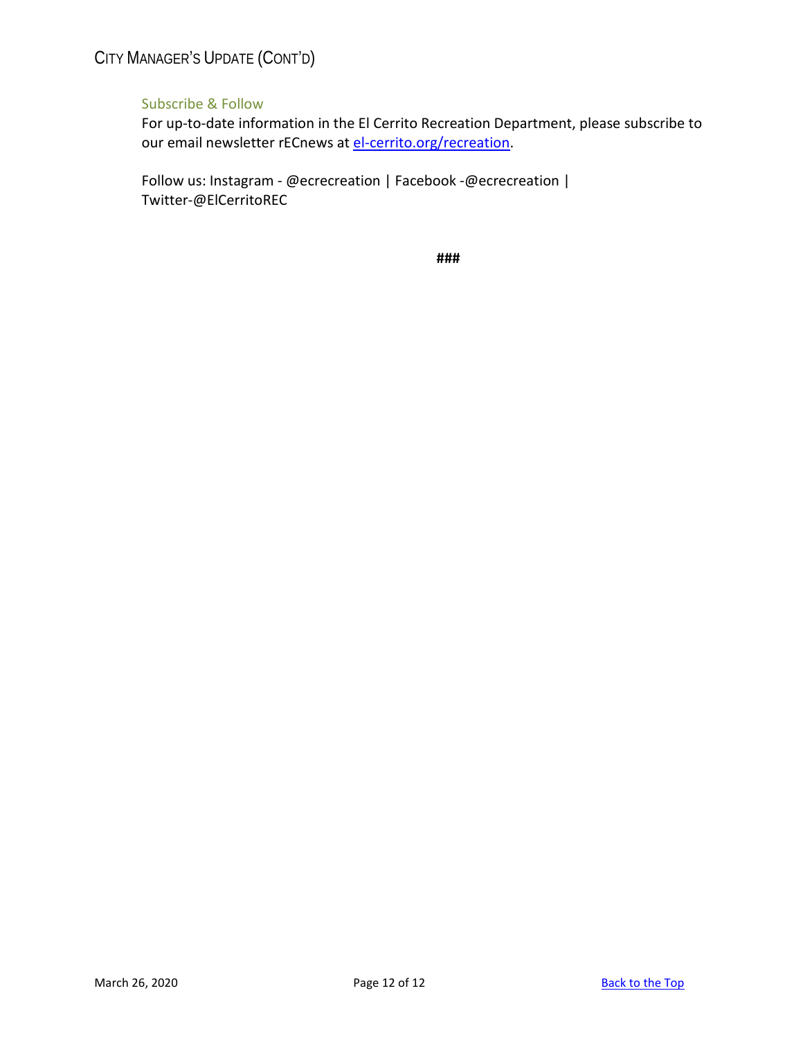## Subscribe & Follow

For up-to-date information in the El Cerrito Recreation Department, please subscribe to our email newsletter rECnews at el-cerrito.org/recreation.

Follow us: Instagram - @ecrecreation | Facebook -@ecrecreation | Twitter-@ElCerritoREC

**###**